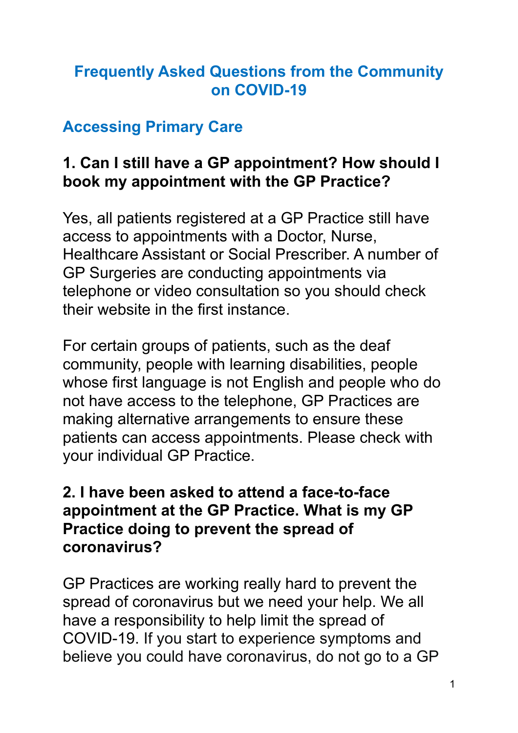# Frequently Asked Questions from the Community on COVID-19

## Accessing Primary Care

### 1. Can I still have a GP appointment? How should I book my appointment with the GP Practice?

Yes, all patients registered at a GP Practice still have access to appointments with a Doctor, Nurse, Healthcare Assistant or Social Prescriber. A number of GP Surgeries are conducting appointments via telephone or video consultation so you should check their website in the first instance.

For certain groups of patients, such as the deaf community, people with learning disabilities, people whose first language is not English and people who do not have access to the telephone, GP Practices are making alternative arrangements to ensure these patients can access appointments. Please check with your individual GP Practice.

### 2. I have been asked to attend a face-to-face appointment at the GP Practice. What is my GP Practice doing to prevent the spread of coronavirus?

GP Practices are working really hard to prevent the spread of coronavirus but we need your help. We all have a responsibility to help limit the spread of COVID-19. If you start to experience symptoms and believe you could have coronavirus, do not go to a GP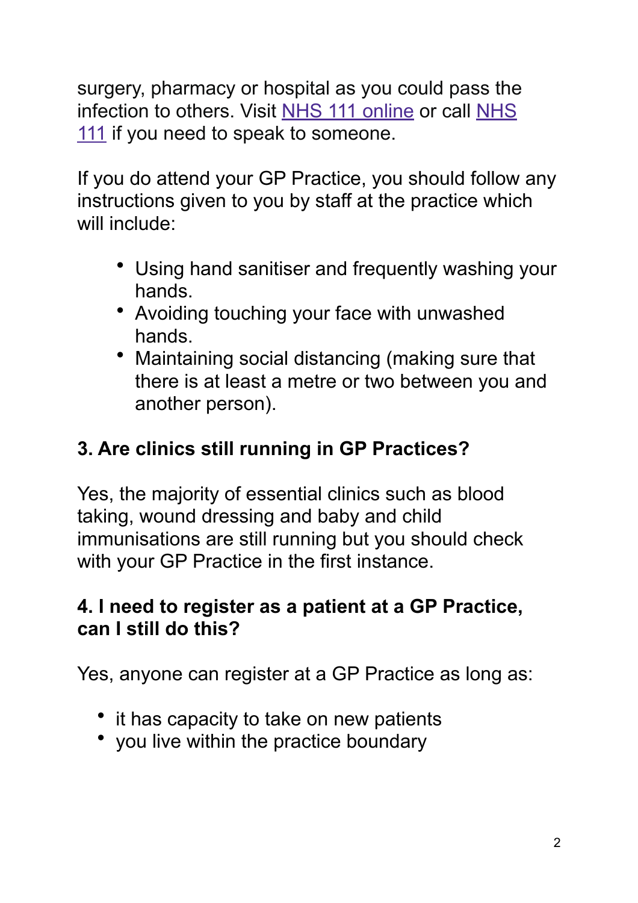surgery, pharmacy or hospital as you could pass the infection to others. Visit [NHS 111 online] or call [NHS 111] if you need to speak to someone.

If you do attend your GP Practice, you should follow any instructions given to you by staff at the practice which will include:

- Using hand sanitiser and frequently washing your hands.
- Avoiding touching your face with unwashed hands.
- Maintaining social distancing (making sure that there is at least a metre or two between you and another person).

### 3. Are clinics still running in GP Practices?

Yes, the majority of essential clinics such as blood taking, wound dressing and baby and child immunisations are still running but you should check with your GP Practice in the first instance.

### 4. I need to register as a patient at a GP Practice, can I still do this?

Yes, anyone can register at a GP Practice as long as:

- it has capacity to take on new patients
- you live within the practice boundary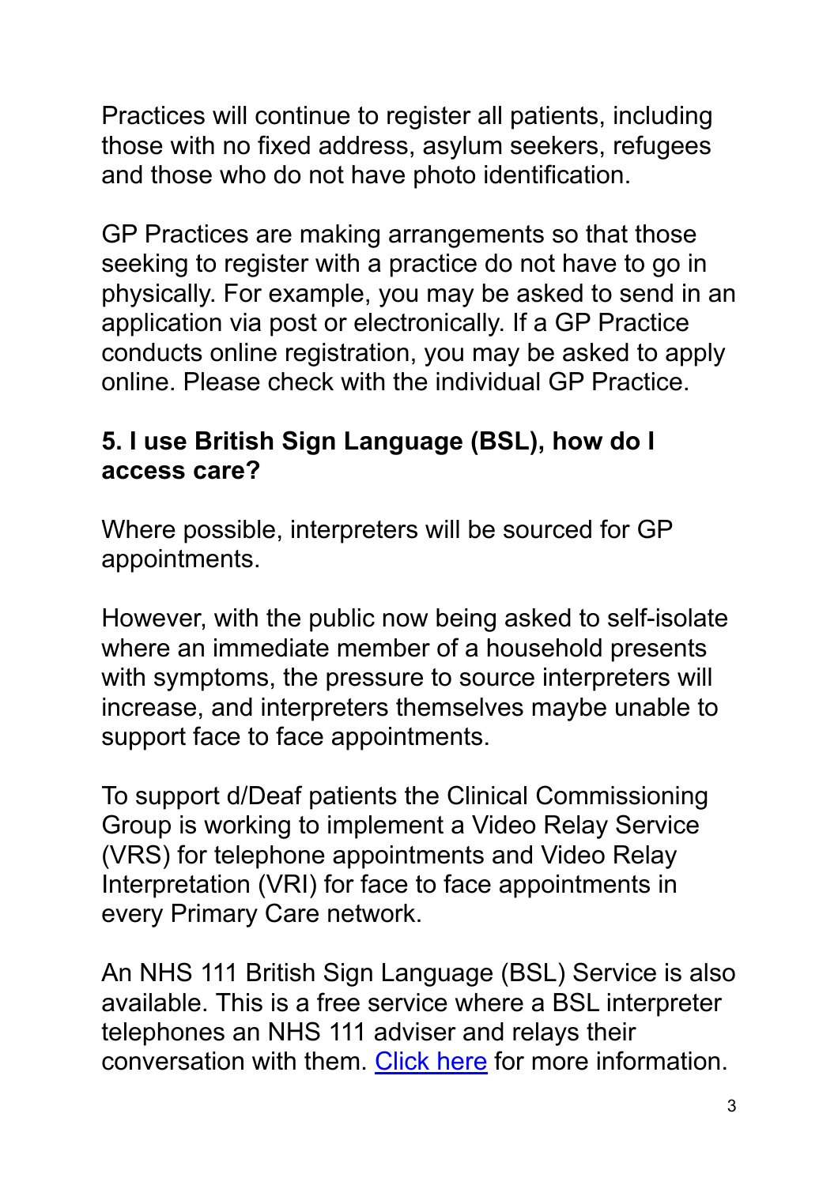Practices will continue to register all patients, including those with no fixed address, asylum seekers, refugees and those who do not have photo identification.

GP Practices are making arrangements so that those seeking to register with a practice do not have to go in physically. For example, you may be asked to send in an application via post or electronically. If a GP Practice conducts online registration, you may be asked to apply online. Please check with the individual GP Practice.

**5. I use British Sign Language (BSL), how do I access care?**

Where possible, interpreters will be sourced for GP appointments.

However, with the public now being asked to self-isolate where an immediate member of a household presents with symptoms, the pressure to source interpreters will increase, and interpreters themselves maybe unable to support face to face appointments.

To support d/Deaf patients the Clinical Commissioning Group is working to implement a Video Relay Service (VRS) for telephone appointments and Video Relay Interpretation (VRI) for face to face appointments in every Primary Care network.

An NHS 111 British Sign Language (BSL) Service is also available. This is a free service where a BSL interpreter telephones an NHS 111 adviser and relays their conversation with them. Click here for more information.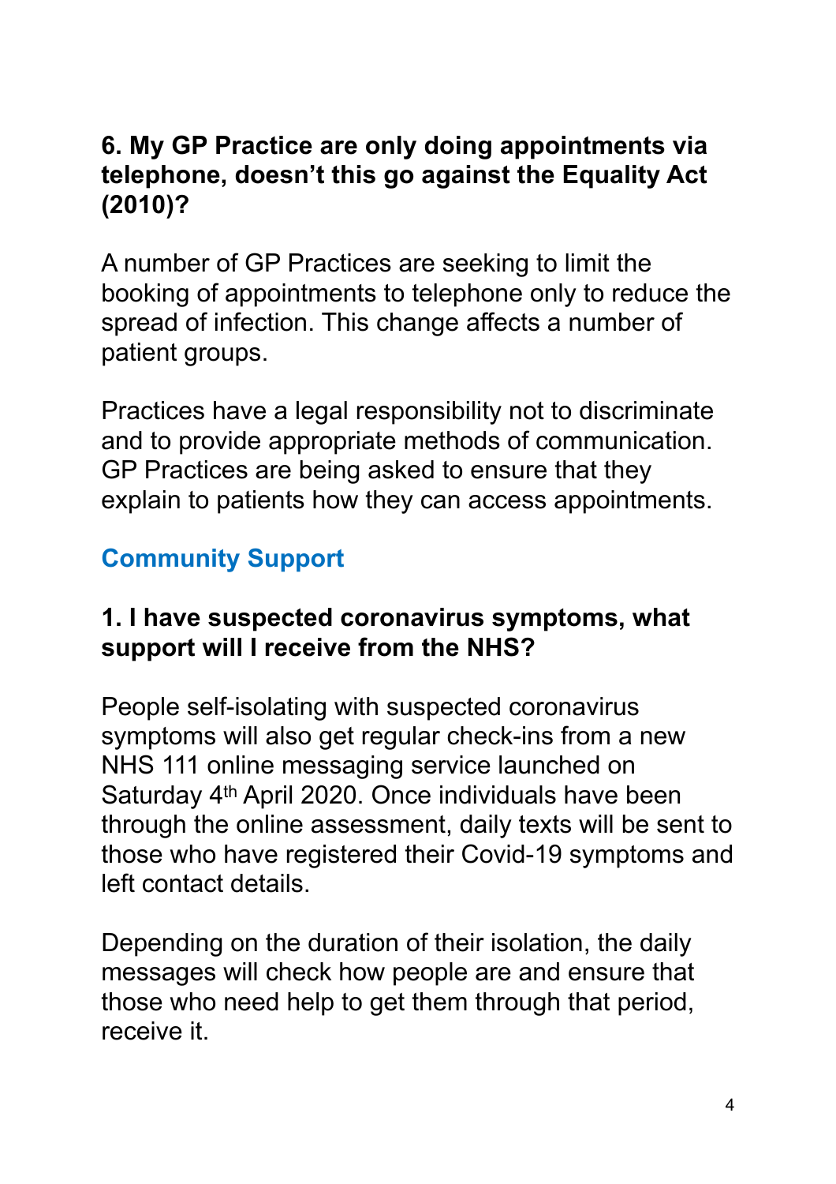**6. My GP Practice are only doing appointments via telephone, doesn't this go against the Equality Act (2010)?**

A number of GP Practices are seeking to limit the booking of appointments to telephone only to reduce the spread of infection. This change affects a number of patient groups.

Practices have a legal responsibility not to discriminate and to provide appropriate methods of communication. GP Practices are being asked to ensure that they explain to patients how they can access appointments.

## Community Support

**1. I have suspected coronavirus symptoms, what support will I receive from the NHS?**

People self-isolating with suspected coronavirus symptoms will also get regular check-ins from a new NHS 111 online messaging service launched on Saturday 4th April 2020. Once individuals have been through the online assessment, daily texts will be sent to those who have registered their Covid-19 symptoms and left contact details.

Depending on the duration of their isolation, the daily messages will check how people are and ensure that those who need help to get them through that period, receive it.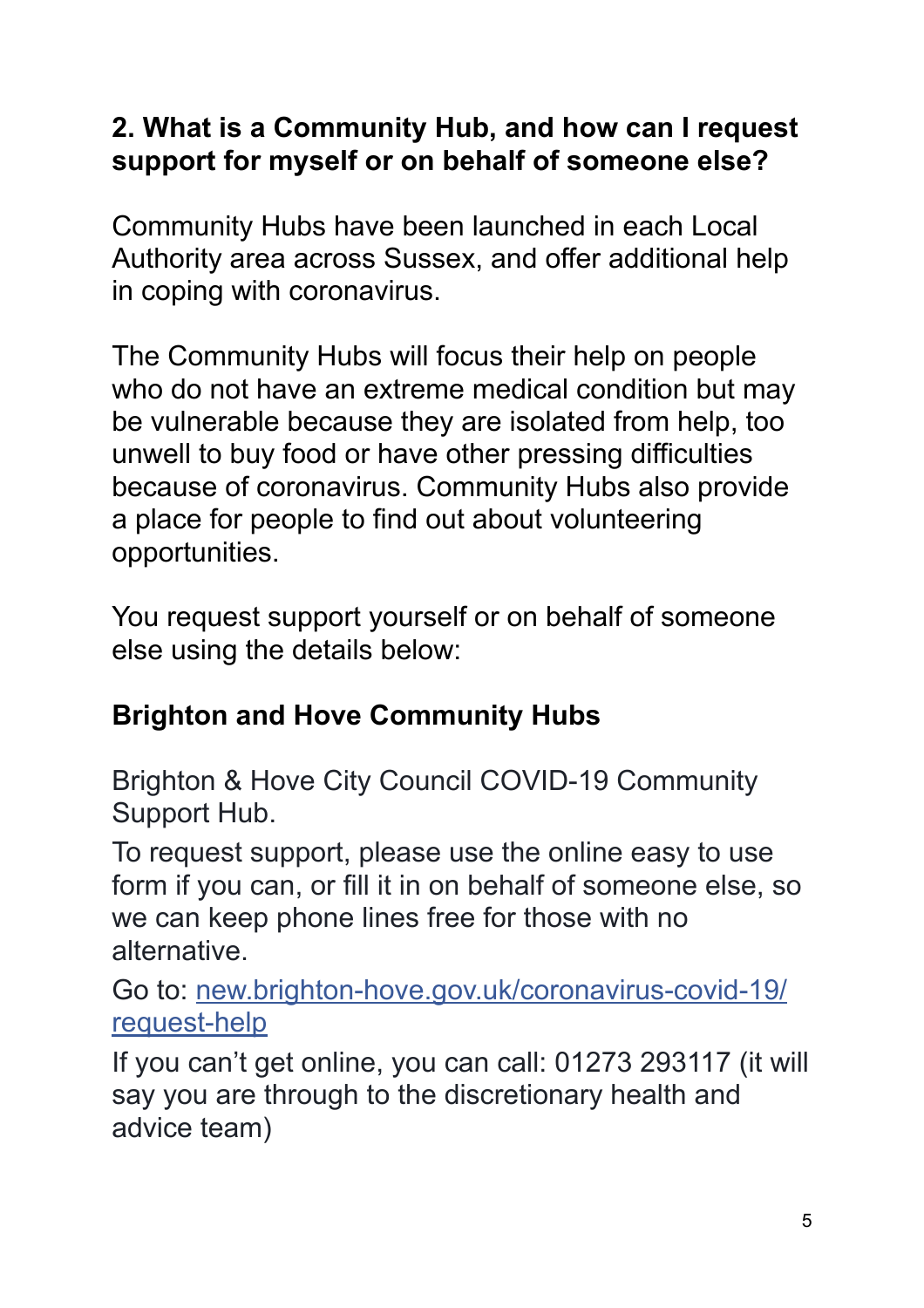## 2. What is a Community Hub, and how can I request support for myself or on behalf of someone else?

Community Hubs have been launched in each Local Authority area across Sussex, and offer additional help in coping with coronavirus.

The Community Hubs will focus their help on people who do not have an extreme medical condition but may be vulnerable because they are isolated from help, too unwell to buy food or have other pressing difficulties because of coronavirus. Community Hubs also provide a place for people to find out about volunteering opportunities.

You request support yourself or on behalf of someone else using the details below:

### Brighton and Hove Community Hubs

Brighton & Hove City Council COVID-19 Community Support Hub.

To request support, please use the online easy to use form if you can, or fill it in on behalf of someone else, so we can keep phone lines free for those with no alternative.

Go to: [new.brighton-hove.gov.uk/coronavirus-covid-19/request-help](new.brighton-hove.gov.uk/coronavirus-covid-19/request-help)

If you can't get online, you can call: 01273 293117 (it will say you are through to the discretionary health and advice team)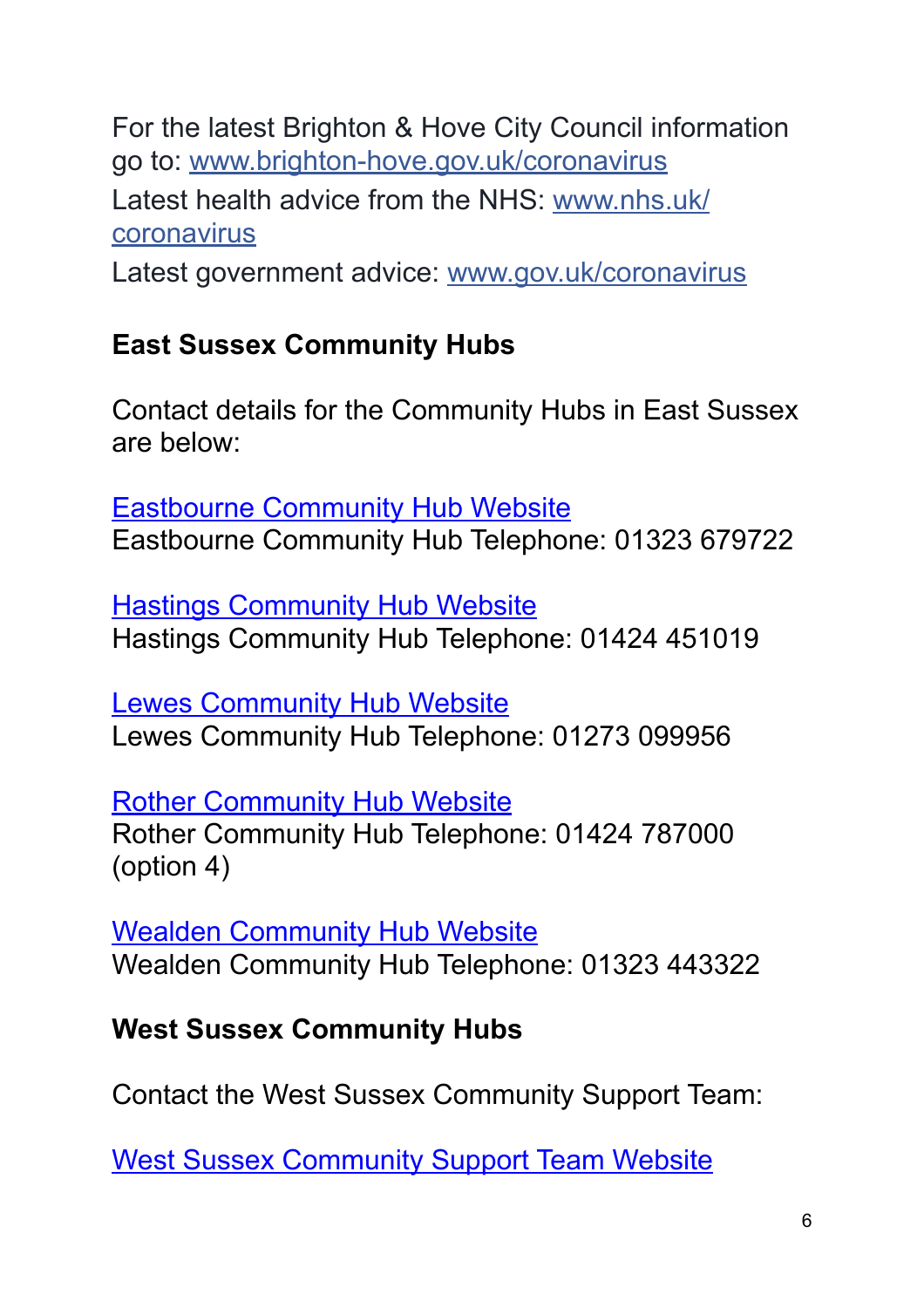For the latest Brighton & Hove City Council information go to: www.brighton-hove.gov.uk/coronavirus

Latest health advice from the NHS: www.nhs.uk/coronavirus

Latest government advice: www.gov.uk/coronavirus

## East Sussex Community Hubs

Contact details for the Community Hubs in East Sussex are below:

Eastbourne Community Hub Website
Eastbourne Community Hub Telephone: 01323 679722

Hastings Community Hub Website
Hastings Community Hub Telephone: 01424 451019

Lewes Community Hub Website
Lewes Community Hub Telephone: 01273 099956

Rother Community Hub Website
Rother Community Hub Telephone: 01424 787000 (option 4)

Wealden Community Hub Website
Wealden Community Hub Telephone: 01323 443322

## West Sussex Community Hubs

Contact the West Sussex Community Support Team:

West Sussex Community Support Team Website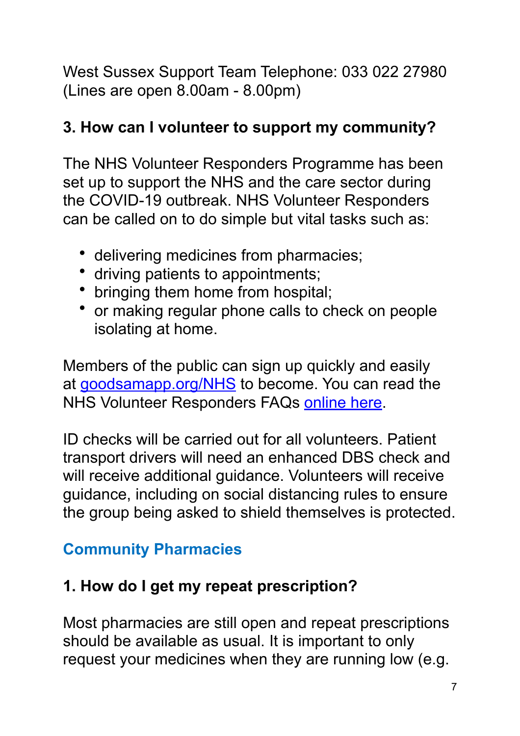West Sussex Support Team Telephone: 033 022 27980 (Lines are open 8.00am - 8.00pm)

### 3. How can I volunteer to support my community?

The NHS Volunteer Responders Programme has been set up to support the NHS and the care sector during the COVID-19 outbreak. NHS Volunteer Responders can be called on to do simple but vital tasks such as:

- delivering medicines from pharmacies;
- driving patients to appointments;
- bringing them home from hospital;
- or making regular phone calls to check on people isolating at home.

Members of the public can sign up quickly and easily at goodsamapp.org/NHS to become. You can read the NHS Volunteer Responders FAQs online here.

ID checks will be carried out for all volunteers. Patient transport drivers will need an enhanced DBS check and will receive additional guidance. Volunteers will receive guidance, including on social distancing rules to ensure the group being asked to shield themselves is protected.

## Community Pharmacies

### 1. How do I get my repeat prescription?

Most pharmacies are still open and repeat prescriptions should be available as usual. It is important to only request your medicines when they are running low (e.g.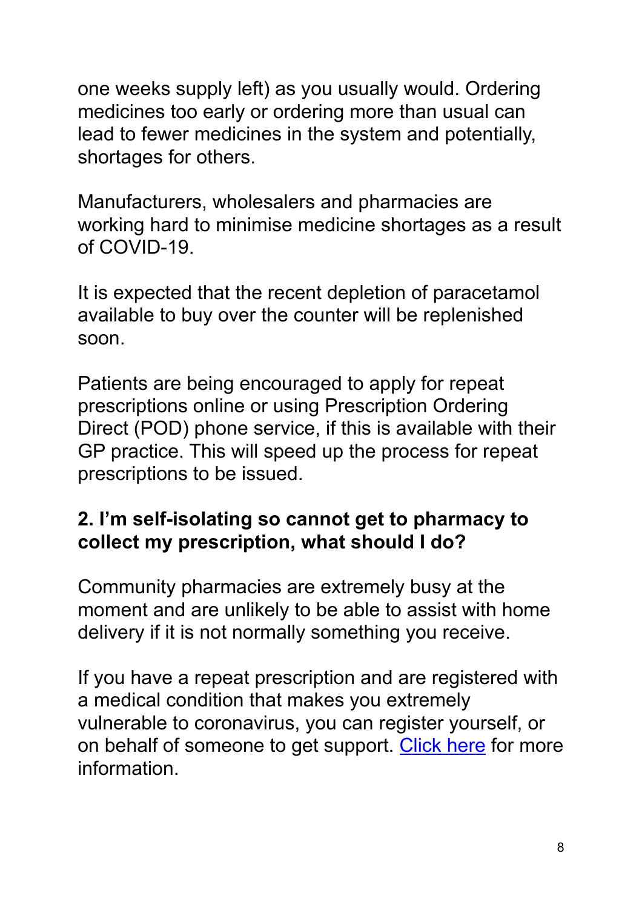one weeks supply left) as you usually would. Ordering medicines too early or ordering more than usual can lead to fewer medicines in the system and potentially, shortages for others.

Manufacturers, wholesalers and pharmacies are working hard to minimise medicine shortages as a result of COVID-19.

It is expected that the recent depletion of paracetamol available to buy over the counter will be replenished soon.

Patients are being encouraged to apply for repeat prescriptions online or using Prescription Ordering Direct (POD) phone service, if this is available with their GP practice. This will speed up the process for repeat prescriptions to be issued.

**2. I'm self-isolating so cannot get to pharmacy to collect my prescription, what should I do?**

Community pharmacies are extremely busy at the moment and are unlikely to be able to assist with home delivery if it is not normally something you receive.

If you have a repeat prescription and are registered with a medical condition that makes you extremely vulnerable to coronavirus, you can register yourself, or on behalf of someone to get support. Click here for more information.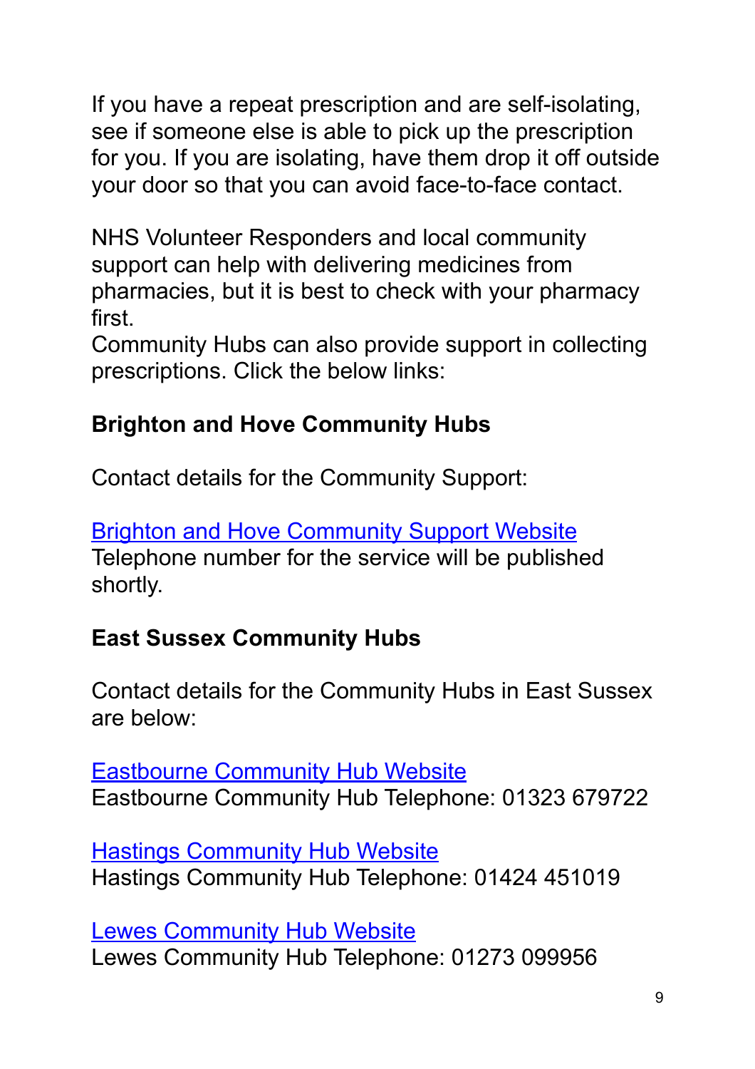If you have a repeat prescription and are self-isolating, see if someone else is able to pick up the prescription for you. If you are isolating, have them drop it off outside your door so that you can avoid face-to-face contact.

NHS Volunteer Responders and local community support can help with delivering medicines from pharmacies, but it is best to check with your pharmacy first.
Community Hubs can also provide support in collecting prescriptions. Click the below links:

**Brighton and Hove Community Hubs**

Contact details for the Community Support:

Brighton and Hove Community Support Website
Telephone number for the service will be published shortly.

**East Sussex Community Hubs**

Contact details for the Community Hubs in East Sussex are below:

Eastbourne Community Hub Website
Eastbourne Community Hub Telephone: 01323 679722

Hastings Community Hub Website
Hastings Community Hub Telephone: 01424 451019

Lewes Community Hub Website
Lewes Community Hub Telephone: 01273 099956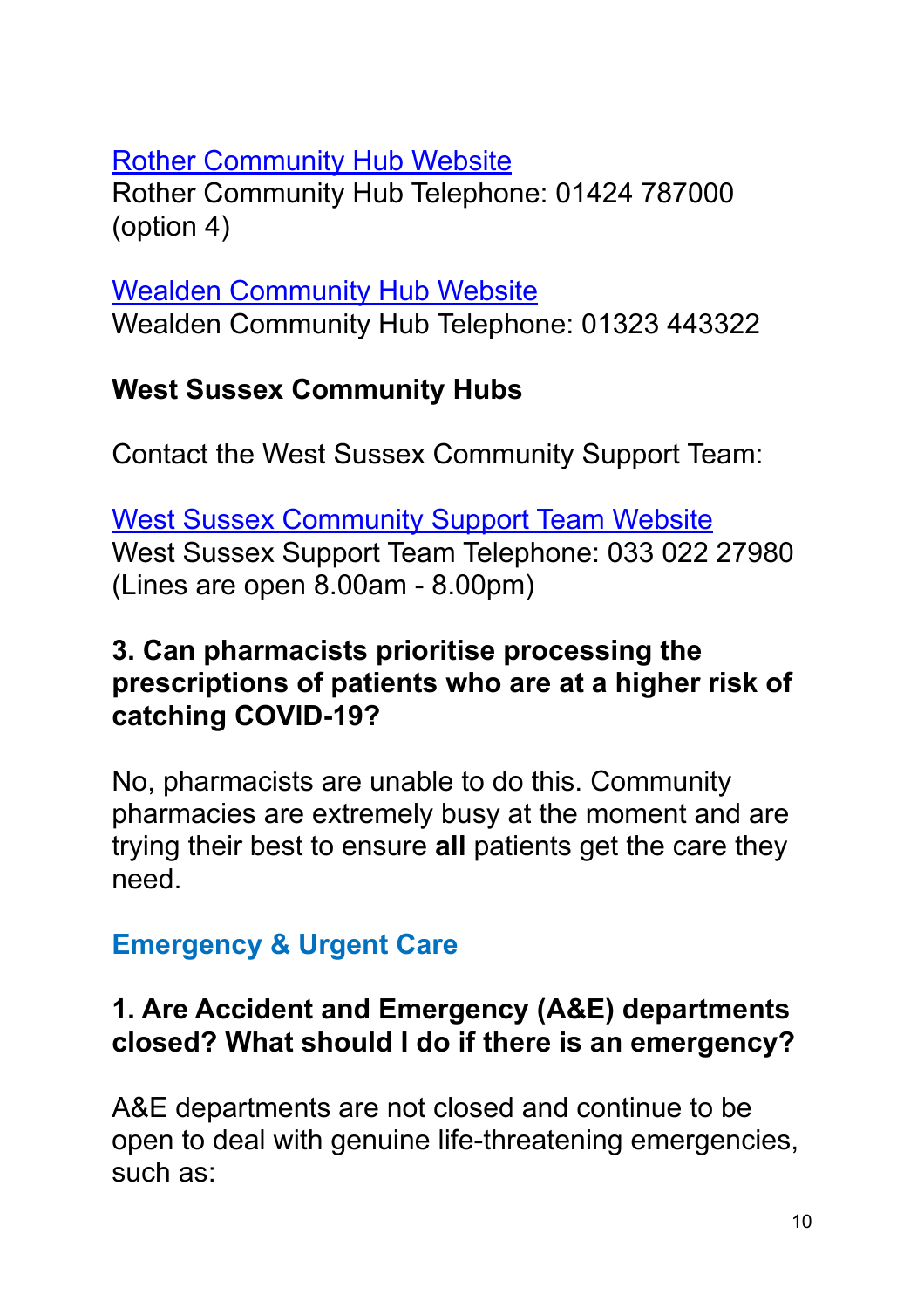[Rother Community Hub Website]
Rother Community Hub Telephone: 01424 787000 (option 4)

[Wealden Community Hub Website]
Wealden Community Hub Telephone: 01323 443322

**West Sussex Community Hubs**

Contact the West Sussex Community Support Team:

[West Sussex Community Support Team Website]
West Sussex Support Team Telephone: 033 022 27980 (Lines are open 8.00am - 8.00pm)

### 3. Can pharmacists prioritise processing the prescriptions of patients who are at a higher risk of catching COVID-19?

No, pharmacists are unable to do this. Community pharmacies are extremely busy at the moment and are trying their best to ensure **all** patients get the care they need.

## Emergency & Urgent Care

### 1. Are Accident and Emergency (A&E) departments closed? What should I do if there is an emergency?

A&E departments are not closed and continue to be open to deal with genuine life-threatening emergencies, such as: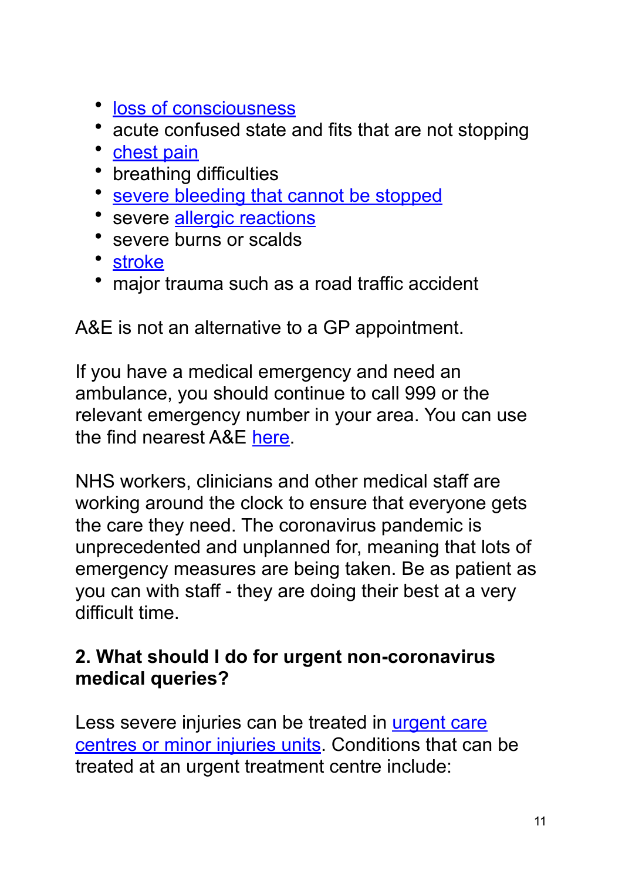- loss of consciousness
- acute confused state and fits that are not stopping
- chest pain
- breathing difficulties
- severe bleeding that cannot be stopped
- severe allergic reactions
- severe burns or scalds
- stroke
- major trauma such as a road traffic accident

A&E is not an alternative to a GP appointment.

If you have a medical emergency and need an ambulance, you should continue to call 999 or the relevant emergency number in your area. You can use the find nearest A&E here.

NHS workers, clinicians and other medical staff are working around the clock to ensure that everyone gets the care they need. The coronavirus pandemic is unprecedented and unplanned for, meaning that lots of emergency measures are being taken. Be as patient as you can with staff - they are doing their best at a very difficult time.

### 2. What should I do for urgent non-coronavirus medical queries?

Less severe injuries can be treated in urgent care centres or minor injuries units. Conditions that can be treated at an urgent treatment centre include: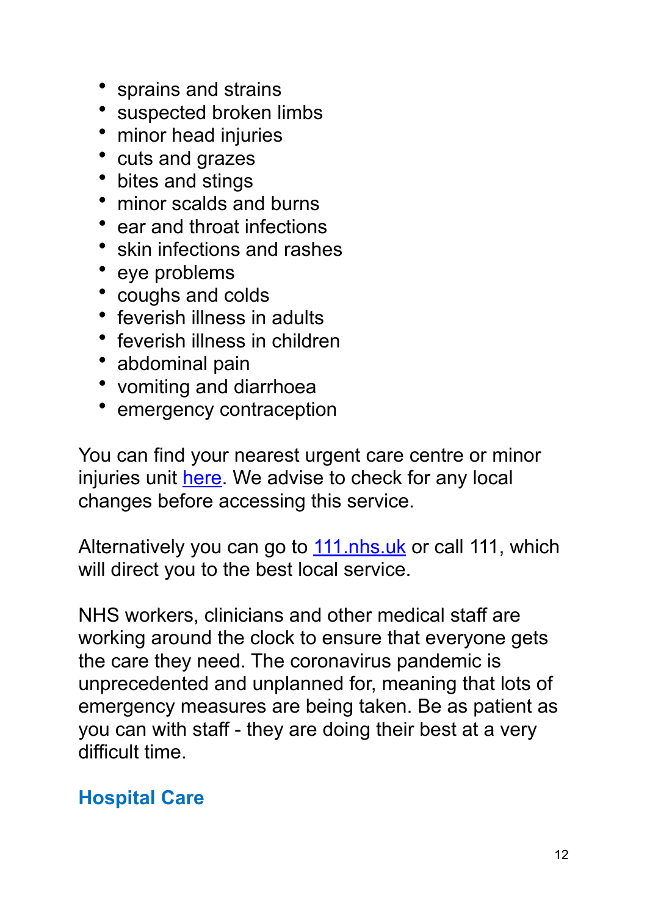- sprains and strains
- suspected broken limbs
- minor head injuries
- cuts and grazes
- bites and stings
- minor scalds and burns
- ear and throat infections
- skin infections and rashes
- eye problems
- coughs and colds
- feverish illness in adults
- feverish illness in children
- abdominal pain
- vomiting and diarrhoea
- emergency contraception

You can find your nearest urgent care centre or minor injuries unit here. We advise to check for any local changes before accessing this service.

Alternatively you can go to 111.nhs.uk or call 111, which will direct you to the best local service.

NHS workers, clinicians and other medical staff are working around the clock to ensure that everyone gets the care they need. The coronavirus pandemic is unprecedented and unplanned for, meaning that lots of emergency measures are being taken. Be as patient as you can with staff - they are doing their best at a very difficult time.

## Hospital Care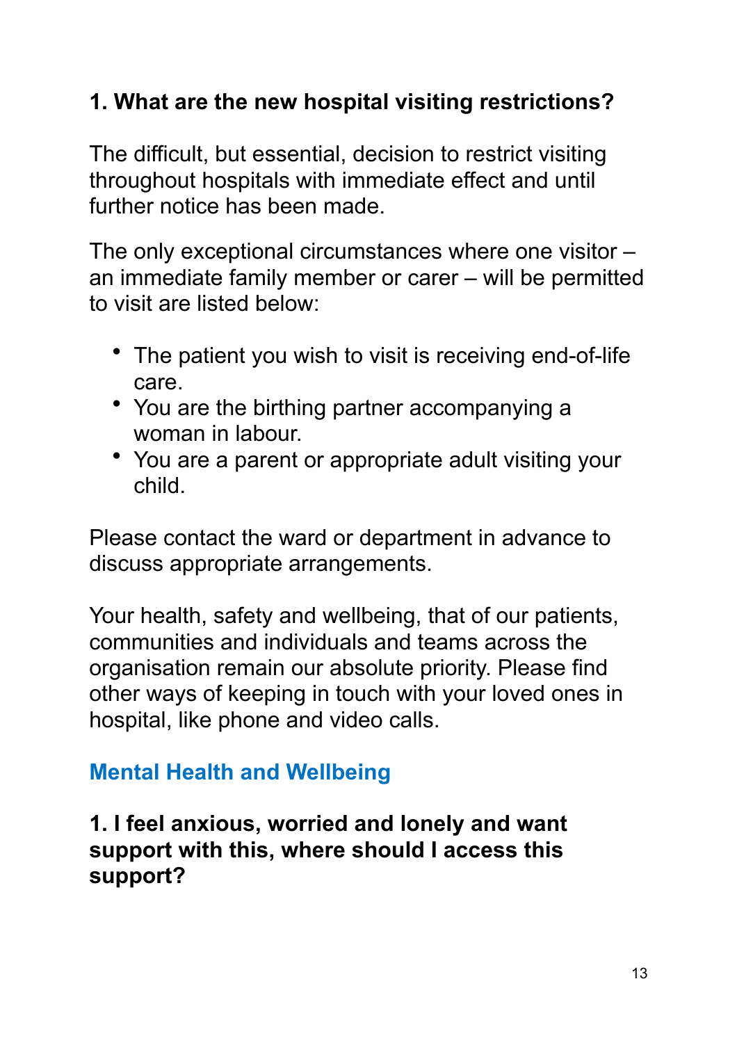**1. What are the new hospital visiting restrictions?**

The difficult, but essential, decision to restrict visiting throughout hospitals with immediate effect and until further notice has been made.

The only exceptional circumstances where one visitor – an immediate family member or carer – will be permitted to visit are listed below:

- The patient you wish to visit is receiving end-of-life care.
- You are the birthing partner accompanying a woman in labour.
- You are a parent or appropriate adult visiting your child.

Please contact the ward or department in advance to discuss appropriate arrangements.

Your health, safety and wellbeing, that of our patients, communities and individuals and teams across the organisation remain our absolute priority. Please find other ways of keeping in touch with your loved ones in hospital, like phone and video calls.

## Mental Health and Wellbeing

**1. I feel anxious, worried and lonely and want support with this, where should I access this support?**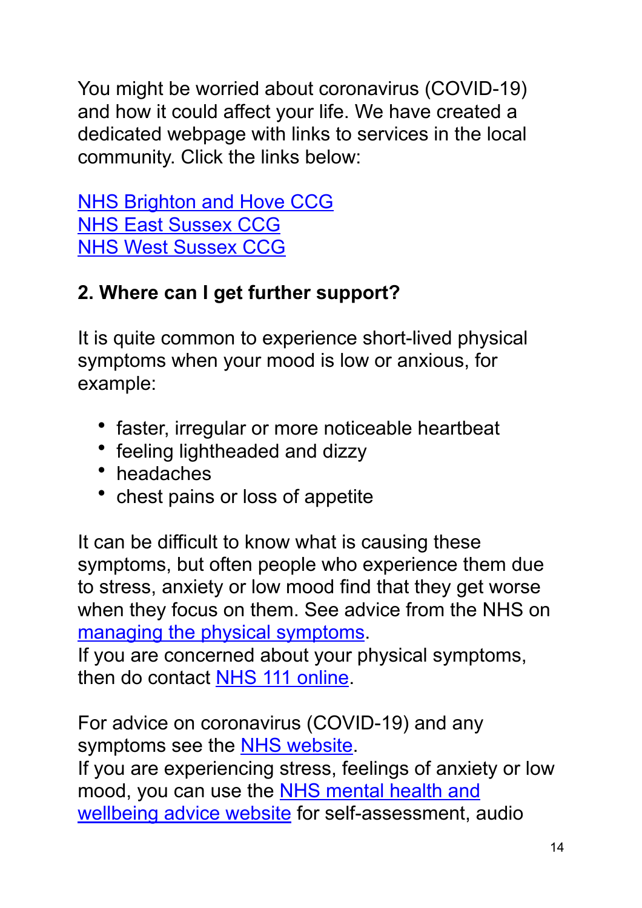You might be worried about coronavirus (COVID-19) and how it could affect your life. We have created a dedicated webpage with links to services in the local community. Click the links below:

NHS Brighton and Hove CCG
NHS East Sussex CCG
NHS West Sussex CCG

## 2. Where can I get further support?

It is quite common to experience short-lived physical symptoms when your mood is low or anxious, for example:

- faster, irregular or more noticeable heartbeat
- feeling lightheaded and dizzy
- headaches
- chest pains or loss of appetite

It can be difficult to know what is causing these symptoms, but often people who experience them due to stress, anxiety or low mood find that they get worse when they focus on them. See advice from the NHS on managing the physical symptoms.
If you are concerned about your physical symptoms, then do contact NHS 111 online.

For advice on coronavirus (COVID-19) and any symptoms see the NHS website.
If you are experiencing stress, feelings of anxiety or low mood, you can use the NHS mental health and wellbeing advice website for self-assessment, audio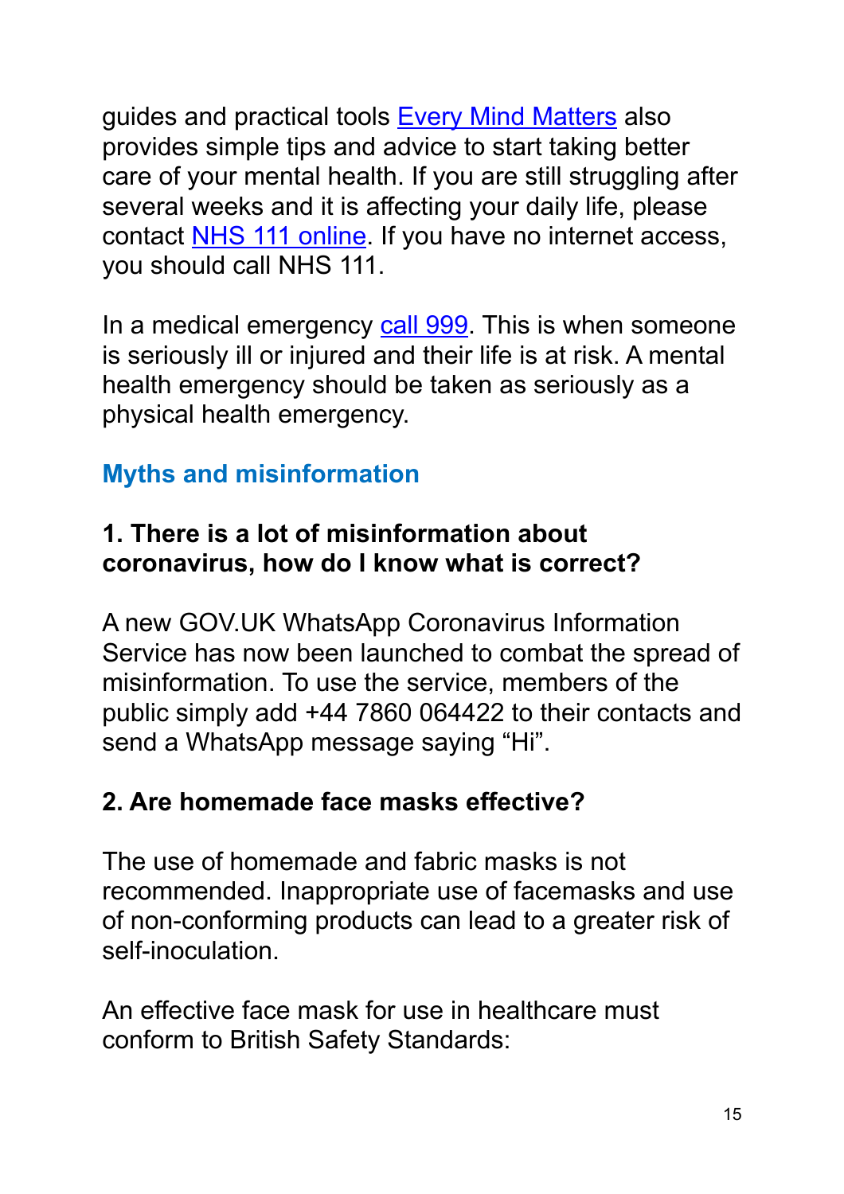guides and practical tools [Every Mind Matters] also provides simple tips and advice to start taking better care of your mental health. If you are still struggling after several weeks and it is affecting your daily life, please contact [NHS 111 online]. If you have no internet access, you should call NHS 111.

In a medical emergency [call 999]. This is when someone is seriously ill or injured and their life is at risk. A mental health emergency should be taken as seriously as a physical health emergency.

## Myths and misinformation

### 1. There is a lot of misinformation about coronavirus, how do I know what is correct?

A new GOV.UK WhatsApp Coronavirus Information Service has now been launched to combat the spread of misinformation. To use the service, members of the public simply add +44 7860 064422 to their contacts and send a WhatsApp message saying "Hi".

### 2. Are homemade face masks effective?

The use of homemade and fabric masks is not recommended. Inappropriate use of facemasks and use of non-conforming products can lead to a greater risk of self-inoculation.

An effective face mask for use in healthcare must conform to British Safety Standards: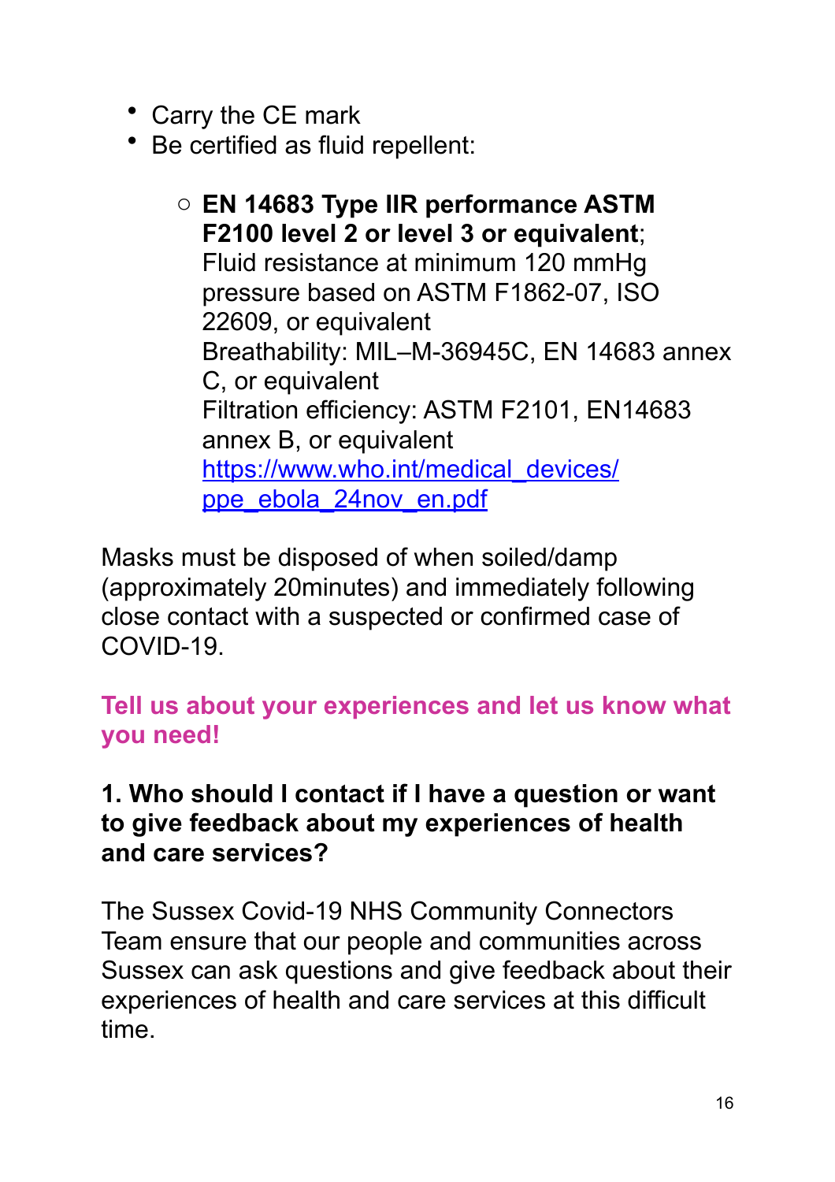- Carry the CE mark
- Be certified as fluid repellent:
    - **EN 14683 Type IIR performance ASTM F2100 level 2 or level 3 or equivalent**; Fluid resistance at minimum 120 mmHg pressure based on ASTM F1862-07, ISO 22609, or equivalent
      Breathability: MIL–M-36945C, EN 14683 annex C, or equivalent
      Filtration efficiency: ASTM F2101, EN14683 annex B, or equivalent
      [https://www.who.int/medical_devices/ppe_ebola_24nov_en.pdf](https://www.who.int/medical_devices/ppe_ebola_24nov_en.pdf)

Masks must be disposed of when soiled/damp (approximately 20minutes) and immediately following close contact with a suspected or confirmed case of COVID-19.

## Tell us about your experiences and let us know what you need!

### 1. Who should I contact if I have a question or want to give feedback about my experiences of health and care services?

The Sussex Covid-19 NHS Community Connectors Team ensure that our people and communities across Sussex can ask questions and give feedback about their experiences of health and care services at this difficult time.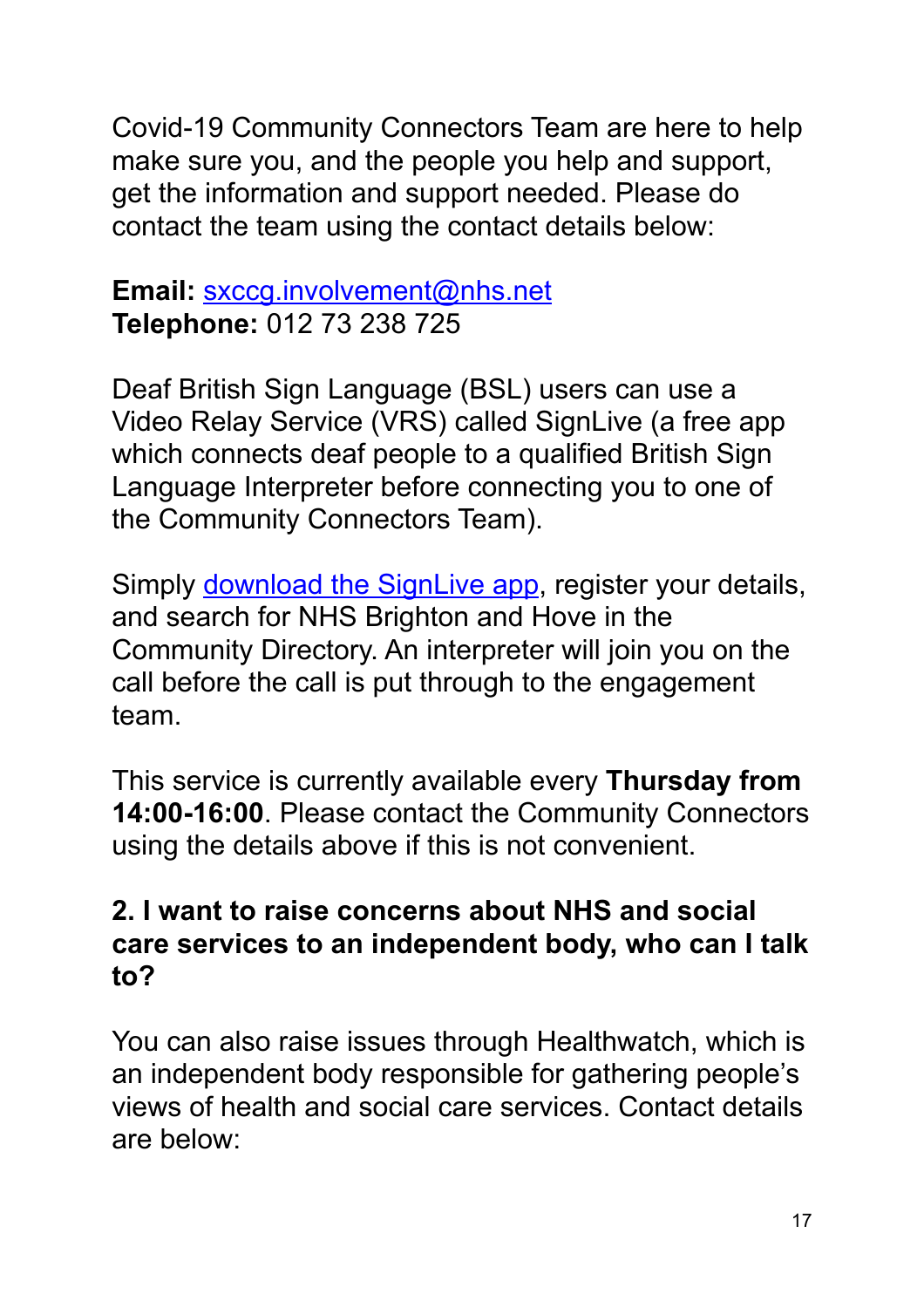Covid-19 Community Connectors Team are here to help make sure you, and the people you help and support, get the information and support needed. Please do contact the team using the contact details below:

**Email:** sxccg.involvement@nhs.net
**Telephone:** 012 73 238 725

Deaf British Sign Language (BSL) users can use a Video Relay Service (VRS) called SignLive (a free app which connects deaf people to a qualified British Sign Language Interpreter before connecting you to one of the Community Connectors Team).

Simply download the SignLive app, register your details, and search for NHS Brighton and Hove in the Community Directory. An interpreter will join you on the call before the call is put through to the engagement team.

This service is currently available every **Thursday from 14:00-16:00**. Please contact the Community Connectors using the details above if this is not convenient.

### 2. I want to raise concerns about NHS and social care services to an independent body, who can I talk to?

You can also raise issues through Healthwatch, which is an independent body responsible for gathering people's views of health and social care services. Contact details are below: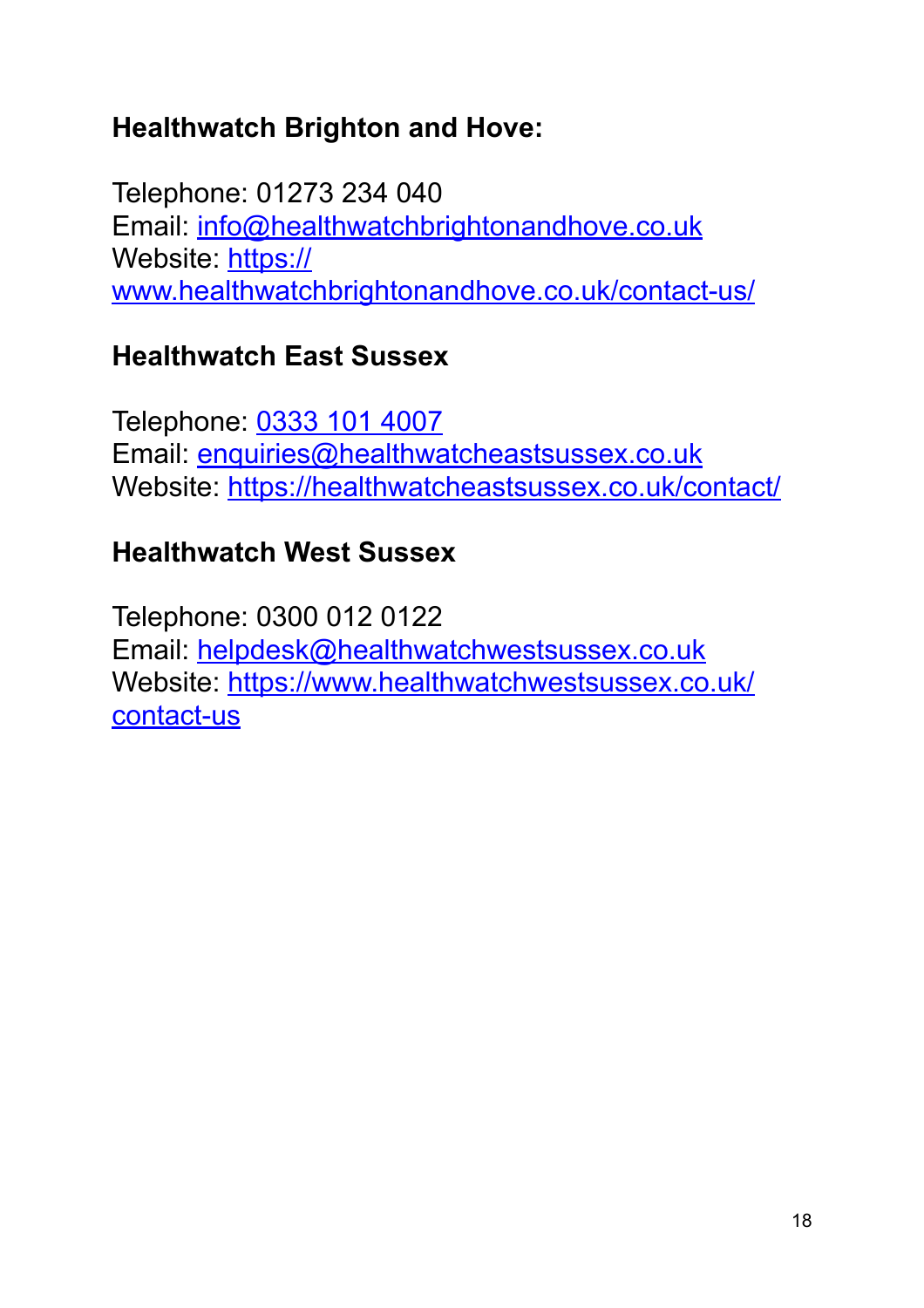**Healthwatch Brighton and Hove:**

Telephone: 01273 234 040
Email: info@healthwatchbrightonandhove.co.uk
Website: https://www.healthwatchbrightonandhove.co.uk/contact-us/

**Healthwatch East Sussex**

Telephone: 0333 101 4007
Email: enquiries@healthwatcheastsussex.co.uk
Website: https://healthwatcheastsussex.co.uk/contact/

**Healthwatch West Sussex**

Telephone: 0300 012 0122
Email: helpdesk@healthwatchwestsussex.co.uk
Website: https://www.healthwatchwestsussex.co.uk/contact-us